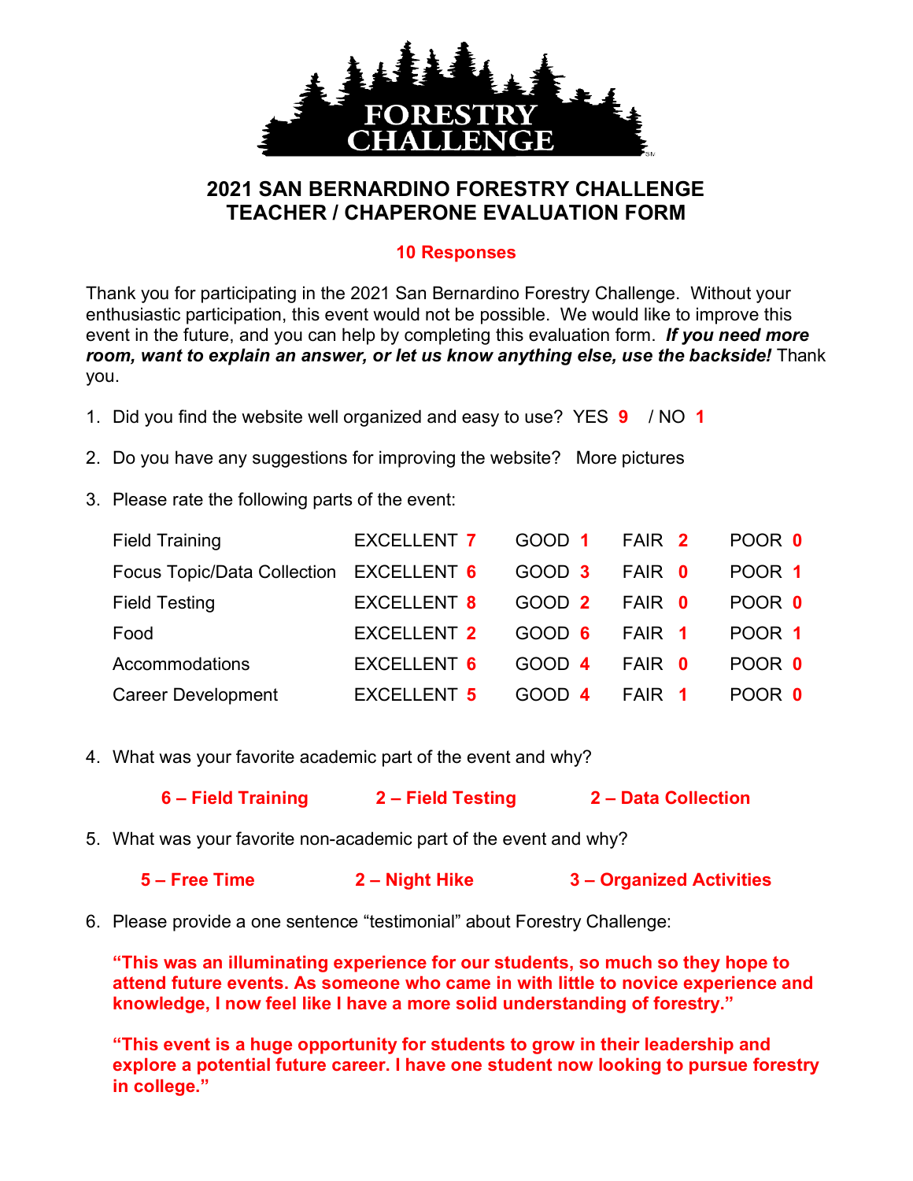# 2021 SAN BERNARDINO FORESTRY CHALLENGE
# TEACHER / CHAPERONE EVALUATION FORM

**10 Responses**

Thank you for participating in the 2021 San Bernardino Forestry Challenge. Without your enthusiastic participation, this event would not be possible. We would like to improve this event in the future, and you can help by completing this evaluation form. ***If you need more room, want to explain an answer, or let us know anything else, use the backside!*** Thank you.

1. Did you find the website well organized and easy to use? YES **9** / NO **1**

2. Do you have any suggestions for improving the website? More pictures

3. Please rate the following parts of the event:

| | | | | |
|---|---|---|---|---|
| Field Training | EXCELLENT **7** | GOOD **1** | FAIR **2** | POOR **0** |
| Focus Topic/Data Collection | EXCELLENT **6** | GOOD **3** | FAIR **0** | POOR **1** |
| Field Testing | EXCELLENT **8** | GOOD **2** | FAIR **0** | POOR **0** |
| Food | EXCELLENT **2** | GOOD **6** | FAIR **1** | POOR **1** |
| Accommodations | EXCELLENT **6** | GOOD **4** | FAIR **0** | POOR **0** |
| Career Development | EXCELLENT **5** | GOOD **4** | FAIR **1** | POOR **0** |

4. What was your favorite academic part of the event and why?

   **6 – Field Training** **2 – Field Testing** **2 – Data Collection**

5. What was your favorite non-academic part of the event and why?

   **5 – Free Time** **2 – Night Hike** **3 – Organized Activities**

6. Please provide a one sentence "testimonial" about Forestry Challenge:

   **"This was an illuminating experience for our students, so much so they hope to attend future events. As someone who came in with little to novice experience and knowledge, I now feel like I have a more solid understanding of forestry."**

   **"This event is a huge opportunity for students to grow in their leadership and explore a potential future career. I have one student now looking to pursue forestry in college."**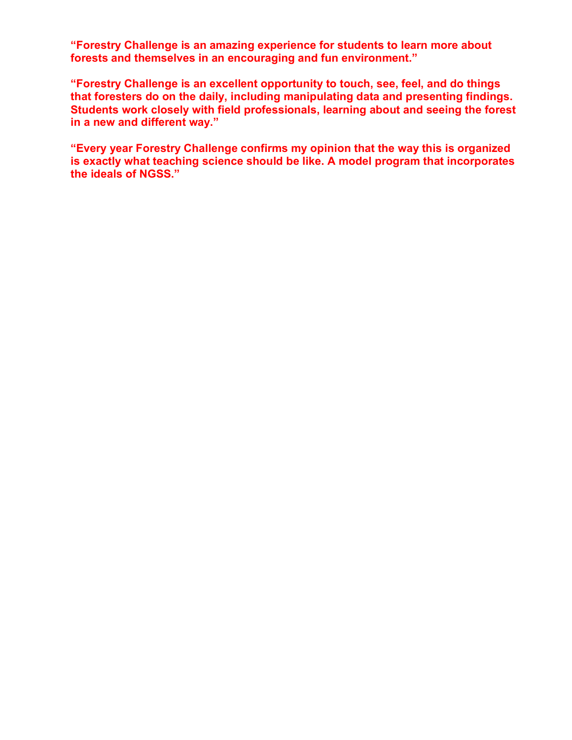**“Forestry Challenge is an amazing experience for students to learn more about forests and themselves in an encouraging and fun environment.”**

**“Forestry Challenge is an excellent opportunity to touch, see, feel, and do things that foresters do on the daily, including manipulating data and presenting findings. Students work closely with field professionals, learning about and seeing the forest in a new and different way.”**

**“Every year Forestry Challenge confirms my opinion that the way this is organized is exactly what teaching science should be like. A model program that incorporates the ideals of NGSS.”**